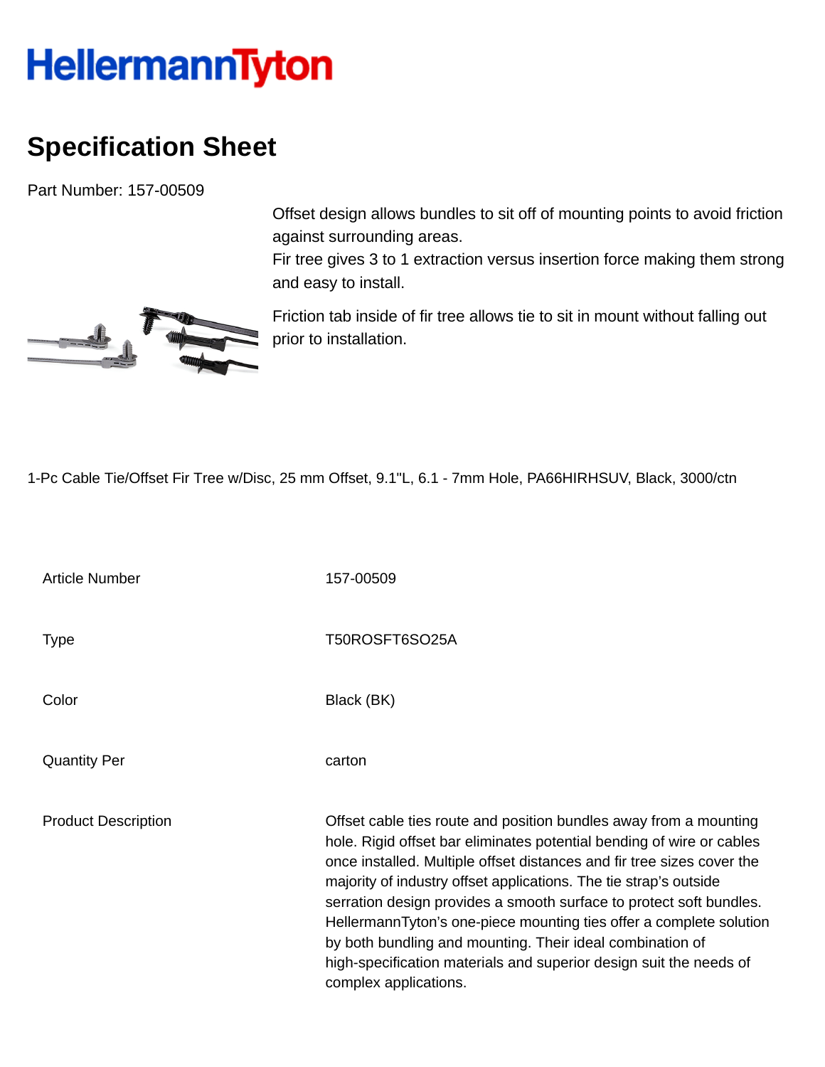HellermannTyton

# Specification Sheet

Part Number: 157-00509

Offset design allows bundles to sit off of mounting points to avoid friction against surrounding areas.
Fir tree gives 3 to 1 extraction versus insertion force making them strong and easy to install.

Friction tab inside of fir tree allows tie to sit in mount without falling out prior to installation.

1-Pc Cable Tie/Offset Fir Tree w/Disc, 25 mm Offset, 9.1"L, 6.1 - 7mm Hole, PA66HIRHSUV, Black, 3000/ctn

| | |
|---|---|
| Article Number | 157-00509 |
| Type | T50ROSFT6SO25A |
| Color | Black (BK) |
| Quantity Per | carton |
| Product Description | Offset cable ties route and position bundles away from a mounting hole. Rigid offset bar eliminates potential bending of wire or cables once installed. Multiple offset distances and fir tree sizes cover the majority of industry offset applications. The tie strap's outside serration design provides a smooth surface to protect soft bundles. HellermannTyton's one-piece mounting ties offer a complete solution by both bundling and mounting. Their ideal combination of high-specification materials and superior design suit the needs of complex applications. |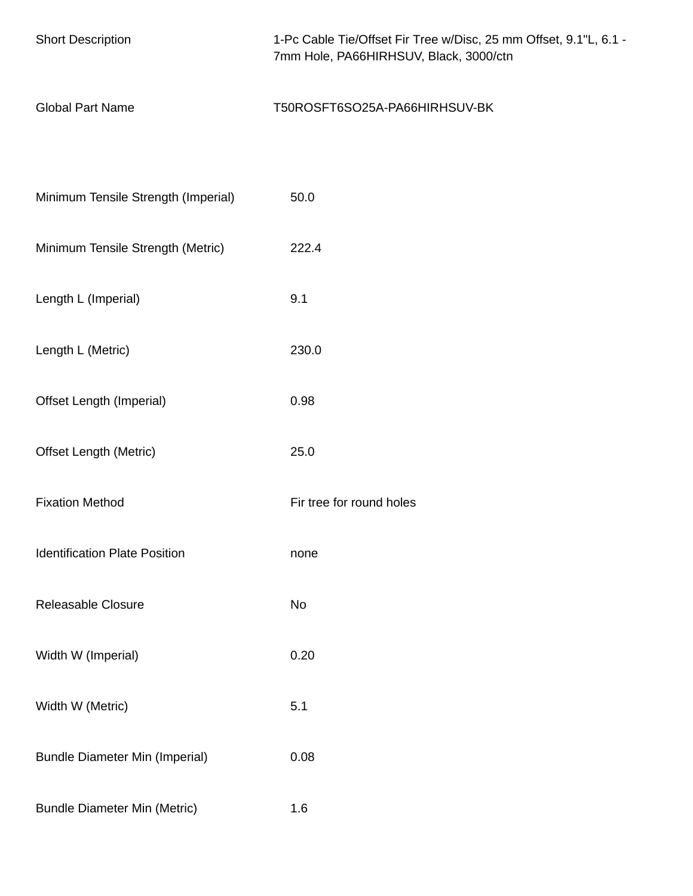| | |
|---|---|
| Short Description | 1-Pc Cable Tie/Offset Fir Tree w/Disc, 25 mm Offset, 9.1"L, 6.1 - 7mm Hole, PA66HIRHSUV, Black, 3000/ctn |
| Global Part Name | T50ROSFT6SO25A-PA66HIRHSUV-BK |

| | |
|---|---|
| Minimum Tensile Strength (Imperial) | 50.0 |
| Minimum Tensile Strength (Metric) | 222.4 |
| Length L (Imperial) | 9.1 |
| Length L (Metric) | 230.0 |
| Offset Length (Imperial) | 0.98 |
| Offset Length (Metric) | 25.0 |
| Fixation Method | Fir tree for round holes |
| Identification Plate Position | none |
| Releasable Closure | No |
| Width W (Imperial) | 0.20 |
| Width W (Metric) | 5.1 |
| Bundle Diameter Min (Imperial) | 0.08 |
| Bundle Diameter Min (Metric) | 1.6 |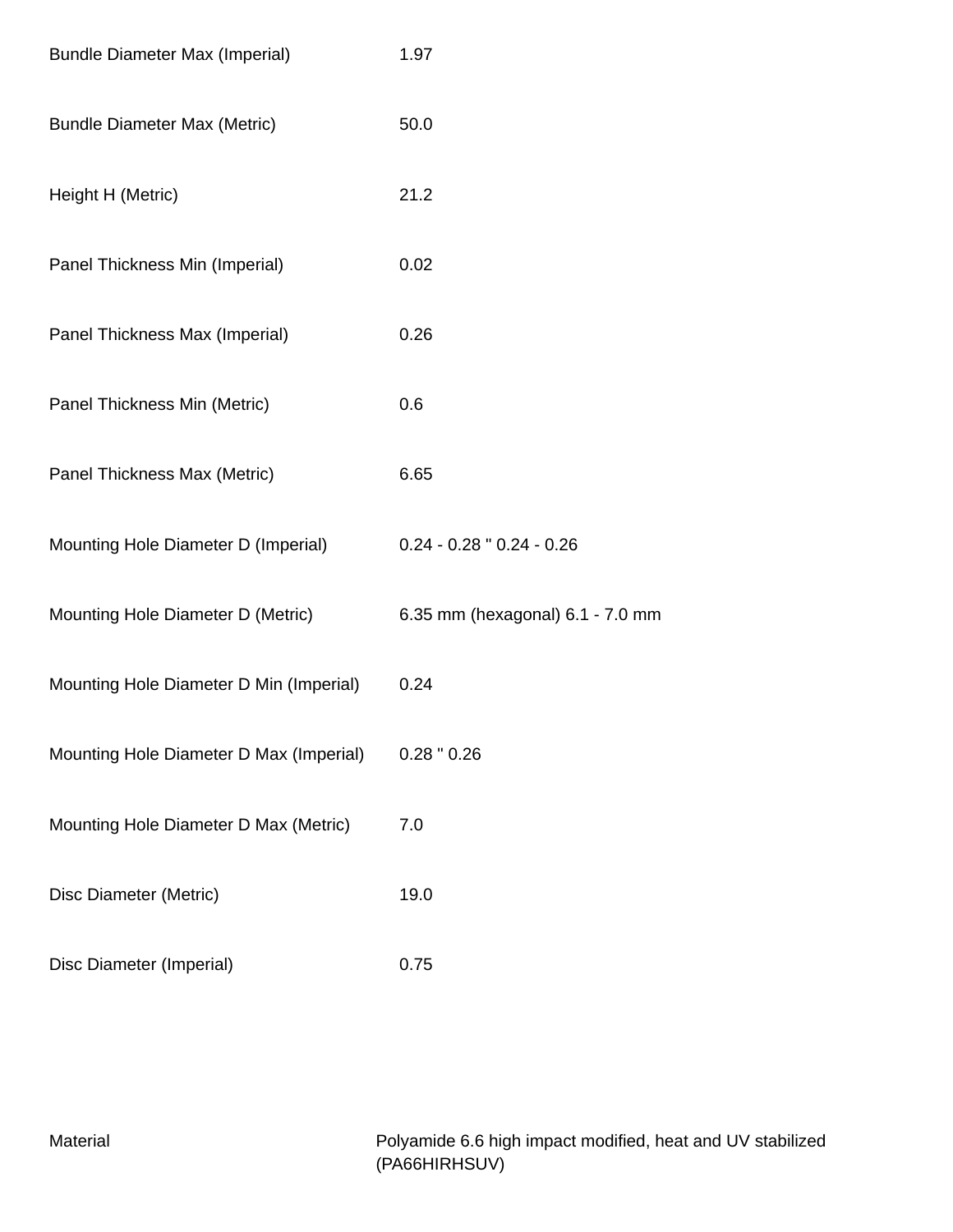| | |
|---|---|
| Bundle Diameter Max (Imperial) | 1.97 |
| Bundle Diameter Max (Metric) | 50.0 |
| Height H (Metric) | 21.2 |
| Panel Thickness Min (Imperial) | 0.02 |
| Panel Thickness Max (Imperial) | 0.26 |
| Panel Thickness Min (Metric) | 0.6 |
| Panel Thickness Max (Metric) | 6.65 |
| Mounting Hole Diameter D (Imperial) | 0.24 - 0.28 " 0.24 - 0.26 |
| Mounting Hole Diameter D (Metric) | 6.35 mm (hexagonal) 6.1 - 7.0 mm |
| Mounting Hole Diameter D Min (Imperial) | 0.24 |
| Mounting Hole Diameter D Max (Imperial) | 0.28 " 0.26 |
| Mounting Hole Diameter D Max (Metric) | 7.0 |
| Disc Diameter (Metric) | 19.0 |
| Disc Diameter (Imperial) | 0.75 |

| | |
|---|---|
| Material | Polyamide 6.6 high impact modified, heat and UV stabilized (PA66HIRHSUV) |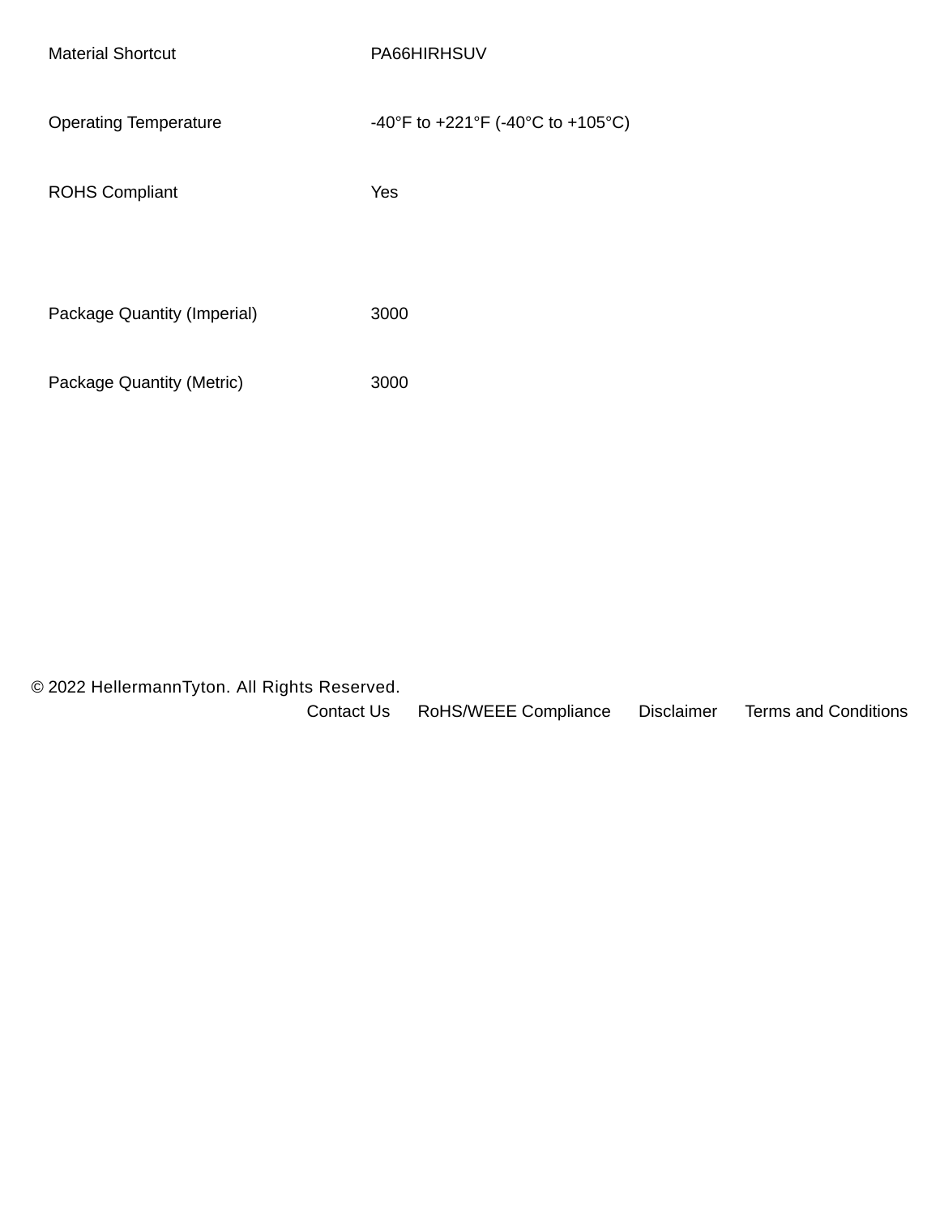| | |
|---|---|
| Material Shortcut | PA66HIRHSUV |
| Operating Temperature | -40°F to +221°F (-40°C to +105°C) |
| ROHS Compliant | Yes |
| Package Quantity (Imperial) | 3000 |
| Package Quantity (Metric) | 3000 |

© 2022 HellermannTyton. All Rights Reserved.

Contact Us RoHS/WEEE Compliance Disclaimer Terms and Conditions